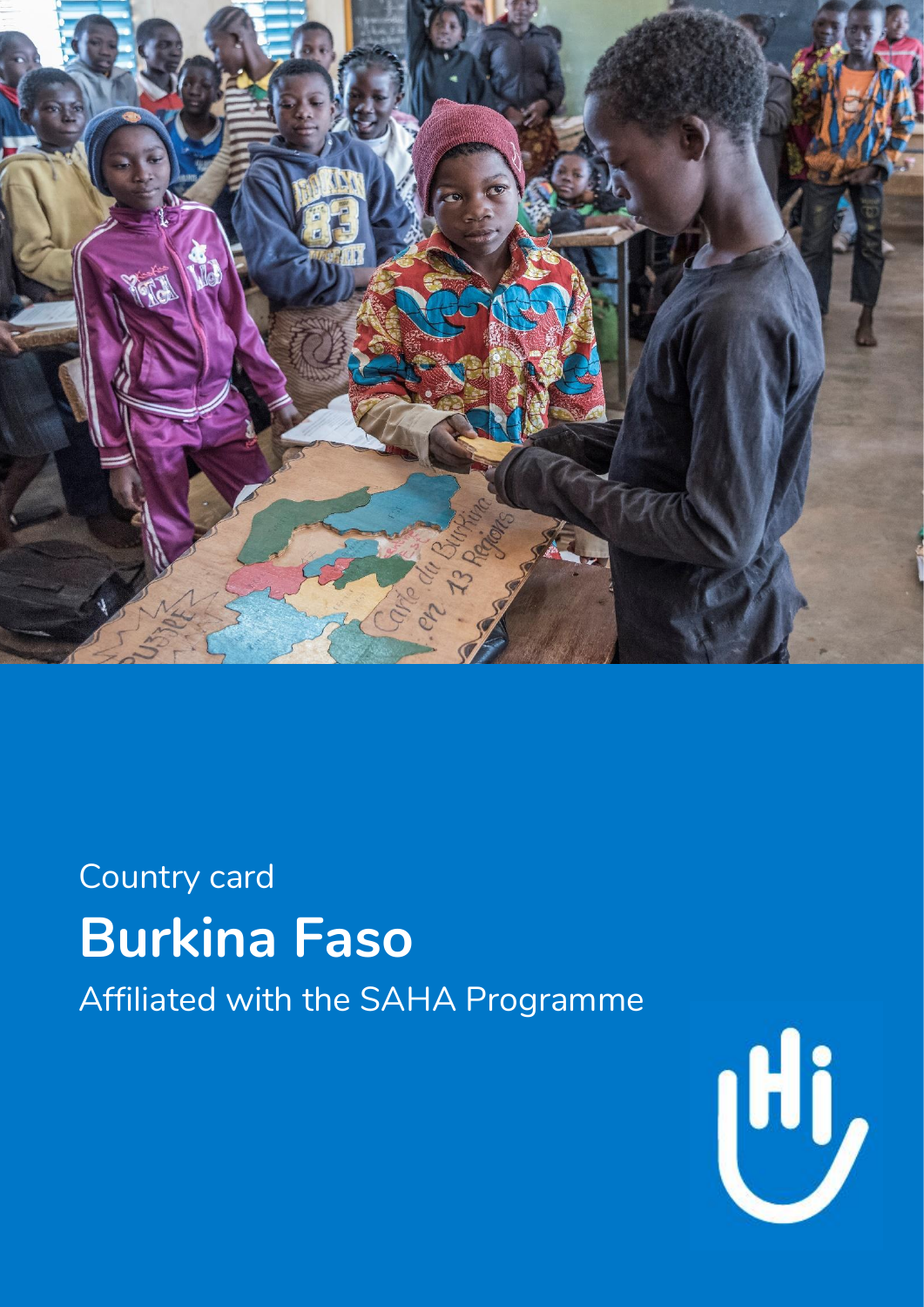Country card

# Burkina Faso

Affiliated with the SAHA Programme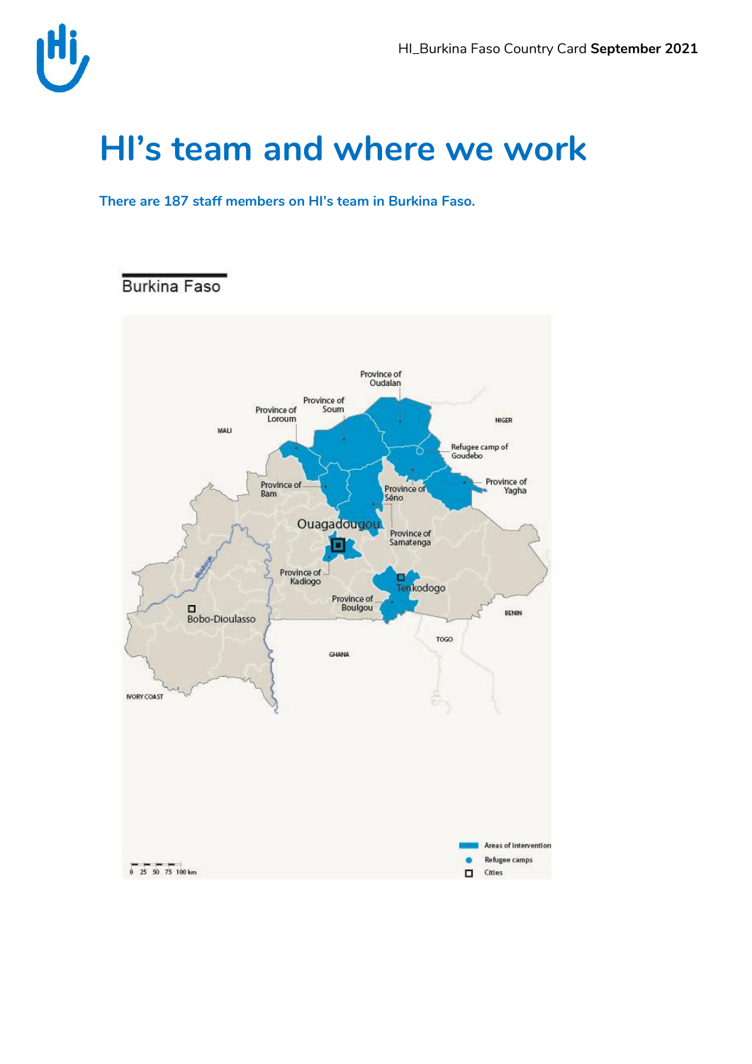# HI's team and where we work

**There are 187 staff members on HI's team in Burkina Faso.**

Burkina Faso

Province of Oudalan

Province of Soum

Province of Loroum

MALI

NIGER

Refugee camp of Goudebo

Province of Yagha

Province of Bam

Province of Séno

Ouagadougou

Province of Samatenga

Province of Kadiogo

Tenkodogo

Province of Boulgou

Bobo-Dioulasso

BENIN

TOGO

GHANA

IVORY COAST

Areas of intervention

Refugee camps

Cities

0 25 50 75 100 km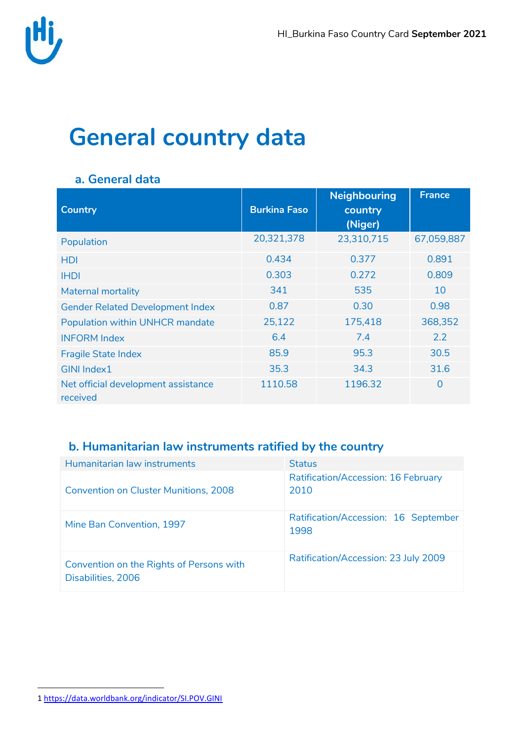# General country data

## a. General data

| Country | Burkina Faso | Neighbouring country (Niger) | France |
| --- | --- | --- | --- |
| Population | 20,321,378 | 23,310,715 | 67,059,887 |
| HDI | 0.434 | 0.377 | 0.891 |
| IHDI | 0.303 | 0.272 | 0.809 |
| Maternal mortality | 341 | 535 | 10 |
| Gender Related Development Index | 0.87 | 0.30 | 0.98 |
| Population within UNHCR mandate | 25,122 | 175,418 | 368,352 |
| INFORM Index | 6.4 | 7.4 | 2.2 |
| Fragile State Index | 85.9 | 95.3 | 30.5 |
| GINI Index[1] | 35.3 | 34.3 | 31.6 |
| Net official development assistance received | 1110.58 | 1196.32 | 0 |

## b. Humanitarian law instruments ratified by the country

| Humanitarian law instruments | Status |
| --- | --- |
| Convention on Cluster Munitions, 2008 | Ratification/Accession: 16 February 2010 |
| Mine Ban Convention, 1997 | Ratification/Accession: 16 September 1998 |
| Convention on the Rights of Persons with Disabilities, 2006 | Ratification/Accession: 23 July 2009 |

[1] https://data.worldbank.org/indicator/SI.POV.GINI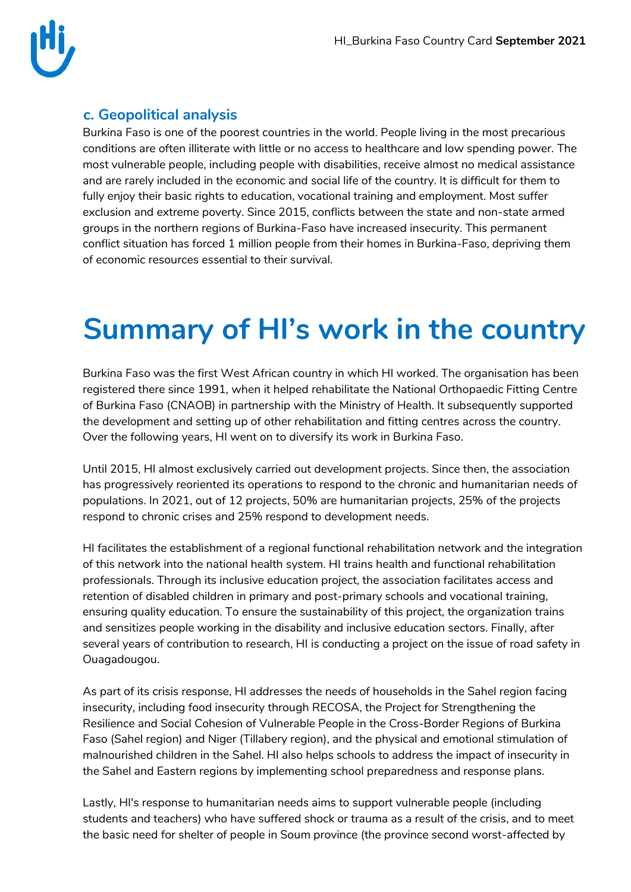### c. Geopolitical analysis

Burkina Faso is one of the poorest countries in the world. People living in the most precarious conditions are often illiterate with little or no access to healthcare and low spending power. The most vulnerable people, including people with disabilities, receive almost no medical assistance and are rarely included in the economic and social life of the country. It is difficult for them to fully enjoy their basic rights to education, vocational training and employment. Most suffer exclusion and extreme poverty. Since 2015, conflicts between the state and non-state armed groups in the northern regions of Burkina-Faso have increased insecurity. This permanent conflict situation has forced 1 million people from their homes in Burkina-Faso, depriving them of economic resources essential to their survival.

# Summary of HI's work in the country

Burkina Faso was the first West African country in which HI worked. The organisation has been registered there since 1991, when it helped rehabilitate the National Orthopaedic Fitting Centre of Burkina Faso (CNAOB) in partnership with the Ministry of Health. It subsequently supported the development and setting up of other rehabilitation and fitting centres across the country. Over the following years, HI went on to diversify its work in Burkina Faso.

Until 2015, HI almost exclusively carried out development projects. Since then, the association has progressively reoriented its operations to respond to the chronic and humanitarian needs of populations. In 2021, out of 12 projects, 50% are humanitarian projects, 25% of the projects respond to chronic crises and 25% respond to development needs.

HI facilitates the establishment of a regional functional rehabilitation network and the integration of this network into the national health system. HI trains health and functional rehabilitation professionals. Through its inclusive education project, the association facilitates access and retention of disabled children in primary and post-primary schools and vocational training, ensuring quality education. To ensure the sustainability of this project, the organization trains and sensitizes people working in the disability and inclusive education sectors. Finally, after several years of contribution to research, HI is conducting a project on the issue of road safety in Ouagadougou.

As part of its crisis response, HI addresses the needs of households in the Sahel region facing insecurity, including food insecurity through RECOSA, the Project for Strengthening the Resilience and Social Cohesion of Vulnerable People in the Cross-Border Regions of Burkina Faso (Sahel region) and Niger (Tillabery region), and the physical and emotional stimulation of malnourished children in the Sahel. HI also helps schools to address the impact of insecurity in the Sahel and Eastern regions by implementing school preparedness and response plans.

Lastly, HI's response to humanitarian needs aims to support vulnerable people (including students and teachers) who have suffered shock or trauma as a result of the crisis, and to meet the basic need for shelter of people in Soum province (the province second worst-affected by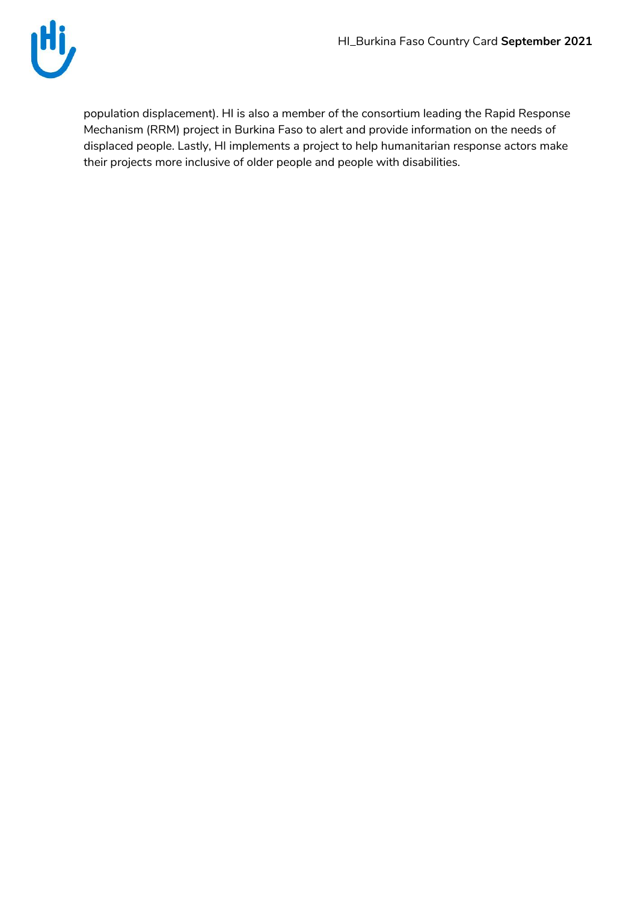population displacement). HI is also a member of the consortium leading the Rapid Response Mechanism (RRM) project in Burkina Faso to alert and provide information on the needs of displaced people. Lastly, HI implements a project to help humanitarian response actors make their projects more inclusive of older people and people with disabilities.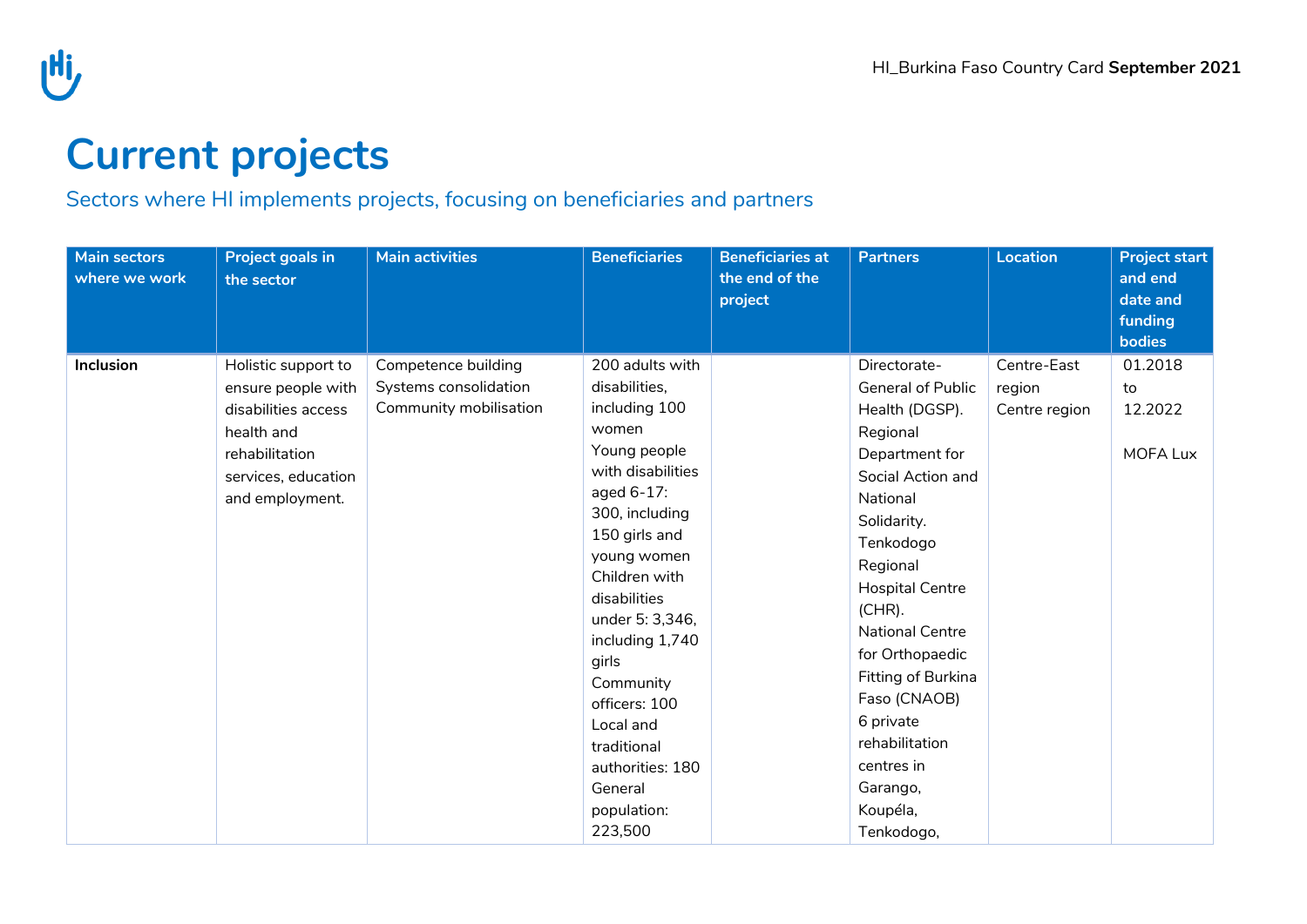# Current projects

Sectors where HI implements projects, focusing on beneficiaries and partners

| Main sectors where we work | Project goals in the sector | Main activities | Beneficiaries | Beneficiaries at the end of the project | Partners | Location | Project start and end date and funding bodies |
|---|---|---|---|---|---|---|---|
| **Inclusion** | Holistic support to ensure people with disabilities access health and rehabilitation services, education and employment. | Competence building<br>Systems consolidation<br>Community mobilisation | 200 adults with disabilities, including 100 women<br>Young people with disabilities aged 6-17: 300, including 150 girls and young women<br>Children with disabilities under 5: 3,346, including 1,740 girls<br>Community officers: 100<br>Local and traditional authorities: 180<br>General population: 223,500 | | Directorate-General of Public Health (DGSP).<br>Regional Department for Social Action and National Solidarity.<br>Tenkodogo Regional Hospital Centre (CHR).<br>National Centre for Orthopaedic Fitting of Burkina Faso (CNAOB)<br>6 private rehabilitation centres in Garango, Koupéla, Tenkodogo, | Centre-East region<br>Centre region | 01.2018 to 12.2022<br><br>MOFA Lux |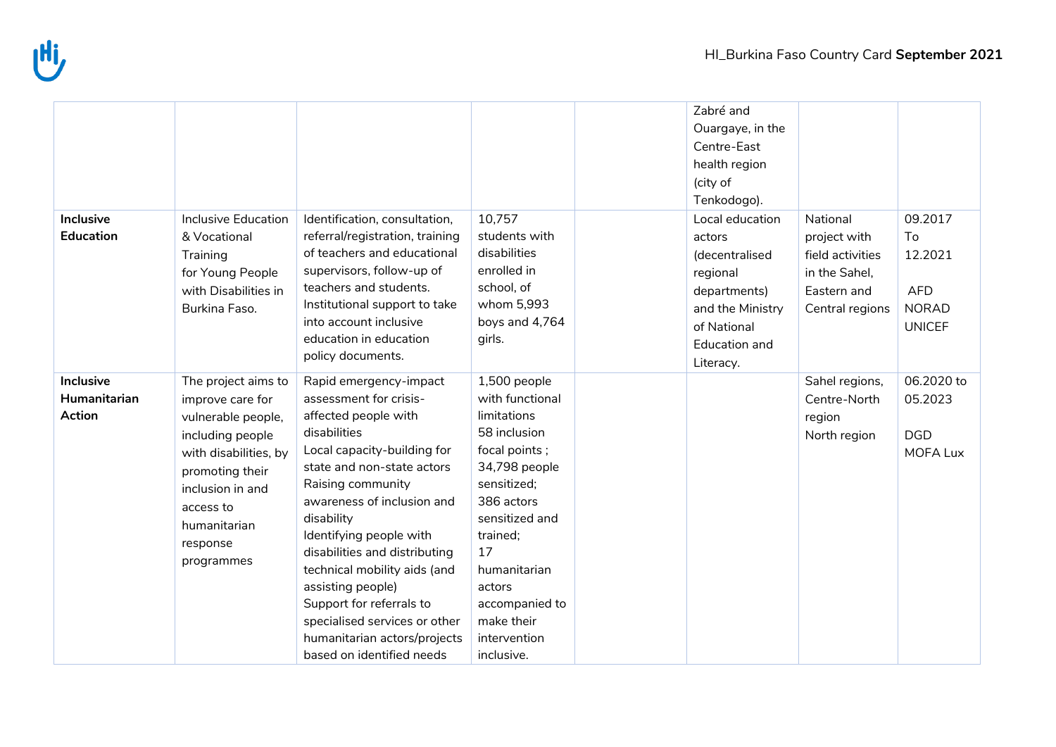| | | | | | | | |
|---|---|---|---|---|---|---|---|
| | | | | | Zabré and Ouargaye, in the Centre-East health region (city of Tenkodogo). | | |
| **Inclusive Education** | Inclusive Education & Vocational Training for Young People with Disabilities in Burkina Faso. | Identification, consultation, referral/registration, training of teachers and educational supervisors, follow-up of teachers and students. Institutional support to take into account inclusive education in education policy documents. | 10,757 students with disabilities enrolled in school, of whom 5,993 boys and 4,764 girls. | | Local education actors (decentralised regional departments) and the Ministry of National Education and Literacy. | National project with field activities in the Sahel, Eastern and Central regions | 09.2017 To 12.2021<br><br>AFD<br>NORAD<br>UNICEF |
| **Inclusive Humanitarian Action** | The project aims to improve care for vulnerable people, including people with disabilities, by promoting their inclusion in and access to humanitarian response programmes | Rapid emergency-impact assessment for crisis-affected people with disabilities<br>Local capacity-building for state and non-state actors<br>Raising community awareness of inclusion and disability<br>Identifying people with disabilities and distributing technical mobility aids (and assisting people)<br>Support for referrals to specialised services or other humanitarian actors/projects based on identified needs | 1,500 people with functional limitations<br>58 inclusion focal points ;<br>34,798 people sensitized;<br>386 actors sensitized and trained;<br>17 humanitarian actors accompanied to make their intervention inclusive. | | | Sahel regions, Centre-North region<br>North region | 06.2020 to 05.2023<br><br>DGD<br>MOFA Lux |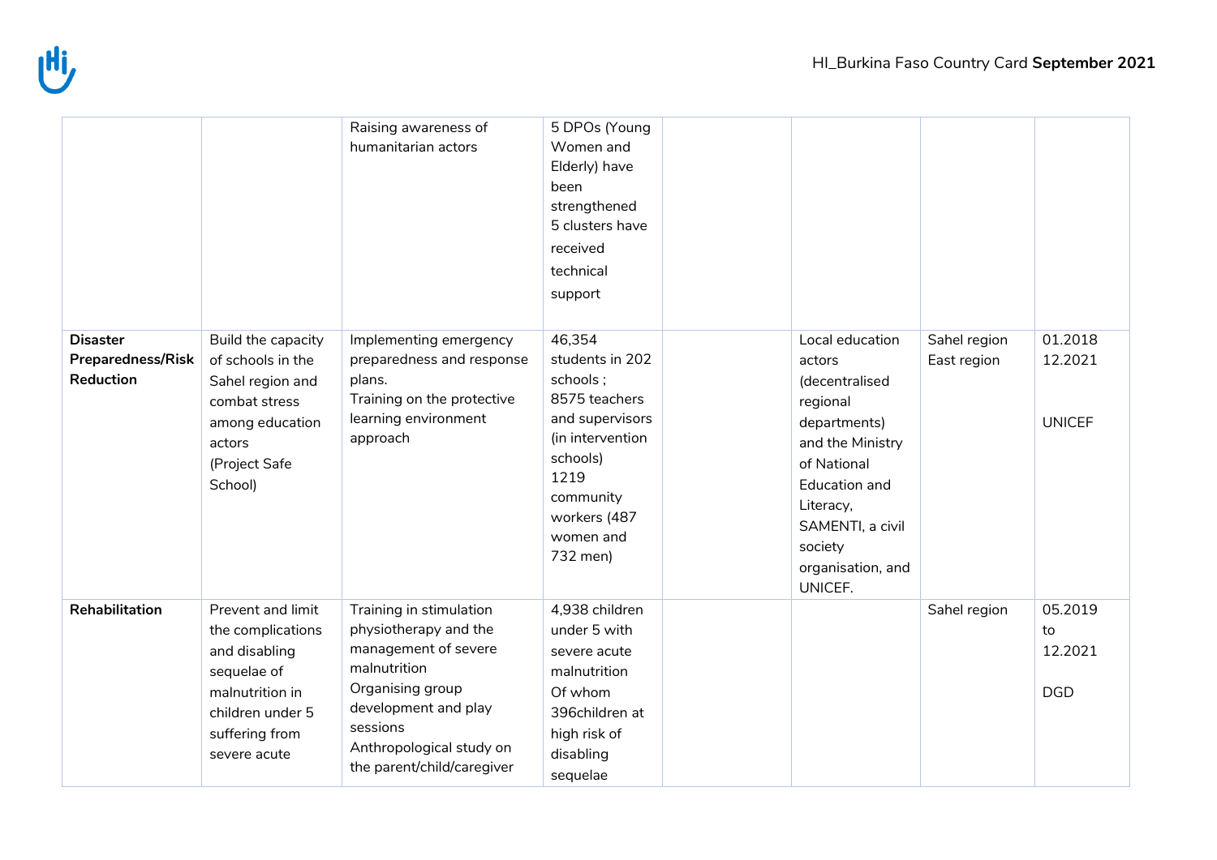| | | | | | | | |
|---|---|---|---|---|---|---|---|
| | | Raising awareness of humanitarian actors | 5 DPOs (Young Women and Elderly) have been strengthened<br>5 clusters have received technical support | | | | |
| **Disaster Preparedness/Risk Reduction** | Build the capacity of schools in the Sahel region and combat stress among education actors<br>(Project Safe School) | Implementing emergency preparedness and response plans.<br>Training on the protective learning environment approach | 46,354 students in 202 schools ;<br>8575 teachers and supervisors (in intervention schools)<br>1219 community workers (487 women and 732 men) | | Local education actors (decentralised regional departments) and the Ministry of National Education and Literacy, SAMENTI, a civil society organisation, and UNICEF. | Sahel region<br>East region | 01.2018<br>12.2021<br><br>UNICEF |
| **Rehabilitation** | Prevent and limit the complications and disabling sequelae of malnutrition in children under 5 suffering from severe acute | Training in stimulation physiotherapy and the management of severe malnutrition<br>Organising group development and play sessions<br>Anthropological study on the parent/child/caregiver | 4,938 children under 5 with severe acute malnutrition<br>Of whom 396children at high risk of disabling sequelae | | | Sahel region | 05.2019 to 12.2021<br><br>DGD |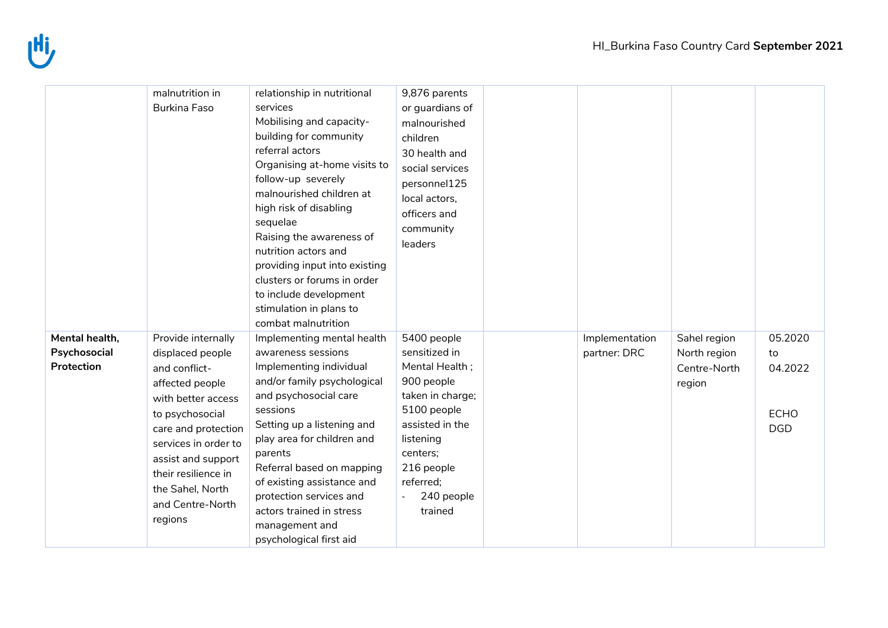| | | | | | | | |
|---|---|---|---|---|---|---|---|
| | malnutrition in Burkina Faso | relationship in nutritional services<br>Mobilising and capacity-building for community referral actors<br>Organising at-home visits to follow-up severely malnourished children at high risk of disabling sequelae<br>Raising the awareness of nutrition actors and providing input into existing clusters or forums in order to include development stimulation in plans to combat malnutrition | 9,876 parents or guardians of malnourished children<br>30 health and social services personnel125 local actors, officers and community leaders | | | | |
| **Mental health, Psychosocial Protection** | Provide internally displaced people and conflict-affected people with better access to psychosocial care and protection services in order to assist and support their resilience in the Sahel, North and Centre-North regions | Implementing mental health awareness sessions<br>Implementing individual and/or family psychological and psychosocial care sessions<br>Setting up a listening and play area for children and parents<br>Referral based on mapping of existing assistance and protection services and actors trained in stress management and psychological first aid | 5400 people sensitized in Mental Health ;<br>900 people taken in charge;<br>5100 people assisted in the listening centers;<br>216 people referred;<br>- 240 people trained | | Implementation partner: DRC | Sahel region<br>North region<br>Centre-North region | 05.2020 to 04.2022<br><br>ECHO<br>DGD |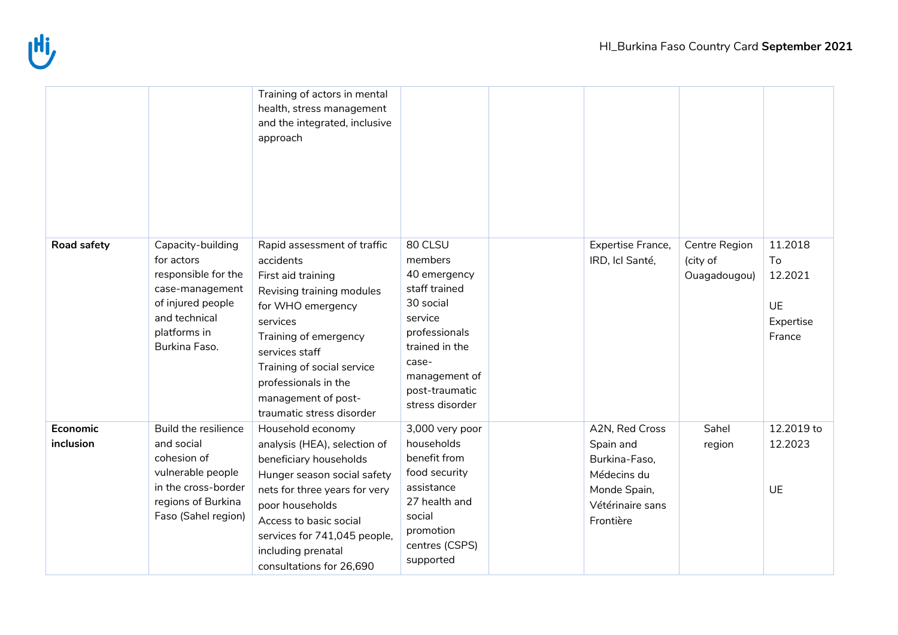| | | | | | | | |
|---|---|---|---|---|---|---|---|
| | | Training of actors in mental health, stress management and the integrated, inclusive approach | | | | | |
| **Road safety** | Capacity-building for actors responsible for the case-management of injured people and technical platforms in Burkina Faso. | Rapid assessment of traffic accidents<br>First aid training<br>Revising training modules for WHO emergency services<br>Training of emergency services staff<br>Training of social service professionals in the management of post-traumatic stress disorder | 80 CLSU members<br>40 emergency staff trained<br>30 social service professionals trained in the case-management of post-traumatic stress disorder | | Expertise France, IRD, Icl Santé, | Centre Region (city of Ouagadougou) | 11.2018 To 12.2021<br><br>UE<br>Expertise France |
| **Economic inclusion** | Build the resilience and social cohesion of vulnerable people in the cross-border regions of Burkina Faso (Sahel region) | Household economy analysis (HEA), selection of beneficiary households<br>Hunger season social safety nets for three years for very poor households<br>Access to basic social services for 741,045 people, including prenatal consultations for 26,690 | 3,000 very poor households benefit from food security assistance<br>27 health and social promotion centres (CSPS) supported | | A2N, Red Cross Spain and Burkina-Faso, Médecins du Monde Spain, Vétérinaire sans Frontière | Sahel region | 12.2019 to 12.2023<br><br>UE |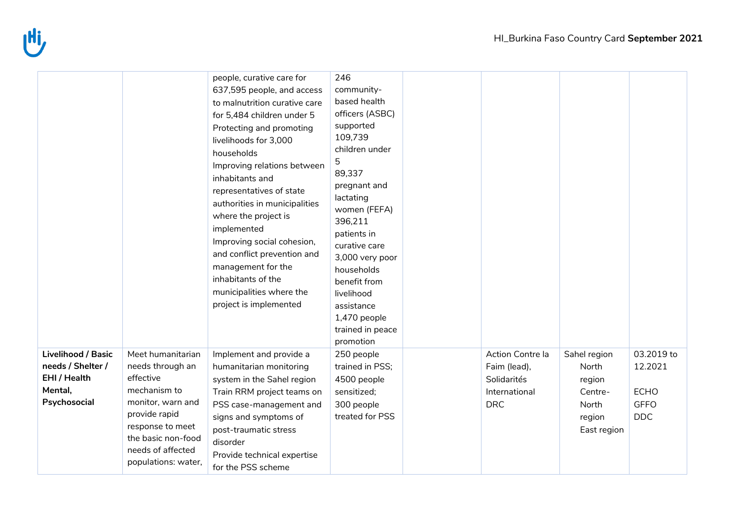|  |  |  |  |  |  |  |  |
|---|---|---|---|---|---|---|---|
|  |  | people, curative care for 637,595 people, and access to malnutrition curative care for 5,484 children under 5<br>Protecting and promoting livelihoods for 3,000 households<br>Improving relations between inhabitants and representatives of state authorities in municipalities where the project is implemented<br>Improving social cohesion, and conflict prevention and management for the inhabitants of the municipalities where the project is implemented | 246 community-based health officers (ASBC) supported<br>109,739 children under 5<br>89,337 pregnant and lactating women (FEFA)<br>396,211 patients in curative care<br>3,000 very poor households benefit from livelihood assistance<br>1,470 people trained in peace promotion |  |  |  |  |
| **Livelihood / Basic needs / Shelter / EHI / Health Mental, Psychosocial** | Meet humanitarian needs through an effective mechanism to monitor, warn and provide rapid response to meet the basic non-food needs of affected populations: water, | Implement and provide a humanitarian monitoring system in the Sahel region<br>Train RRM project teams on PSS case-management and signs and symptoms of post-traumatic stress disorder<br>Provide technical expertise for the PSS scheme | 250 people trained in PSS;<br>4500 people sensitized;<br>300 people treated for PSS |  | Action Contre la Faim (lead),<br>Solidarités International<br>DRC | Sahel region<br>North region<br>Centre-North region<br>East region | 03.2019 to 12.2021<br><br>ECHO<br>GFFO<br>DDC |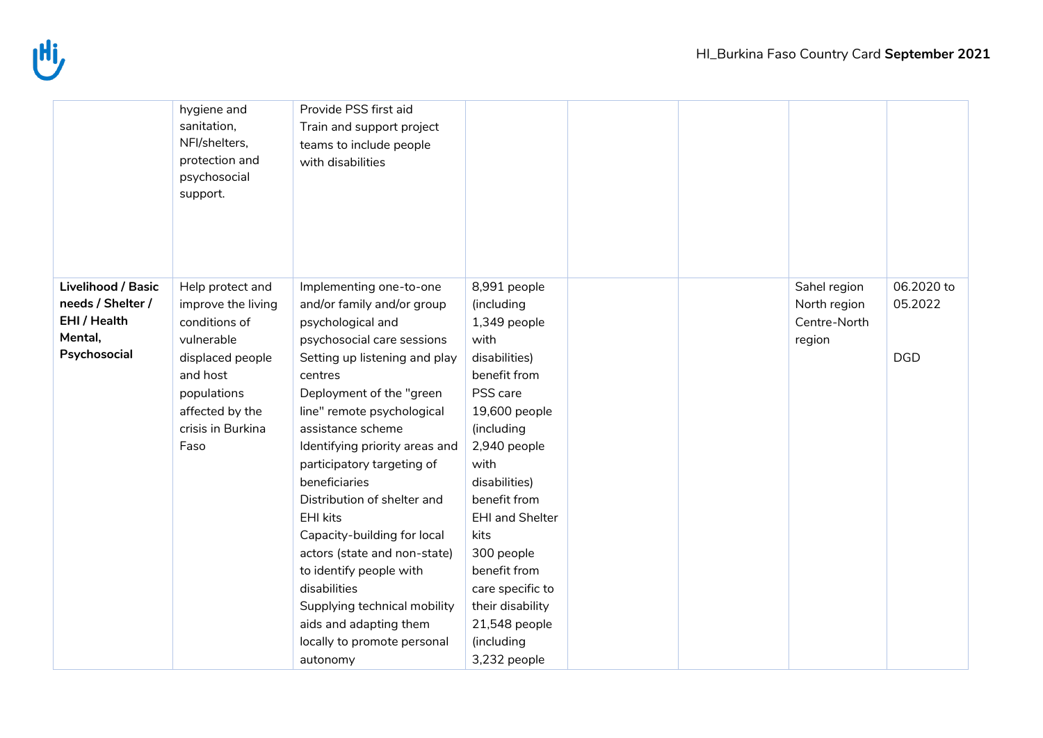|  |  |  |  |  |  |  |  |
|---|---|---|---|---|---|---|---|
|  | hygiene and sanitation, NFI/shelters, protection and psychosocial support. | Provide PSS first aid<br>Train and support project teams to include people with disabilities |  |  |  |  |  |
| **Livelihood / Basic needs / Shelter / EHI / Health Mental, Psychosocial** | Help protect and improve the living conditions of vulnerable displaced people and host populations affected by the crisis in Burkina Faso | Implementing one-to-one and/or family and/or group psychological and psychosocial care sessions<br>Setting up listening and play centres<br>Deployment of the "green line" remote psychological assistance scheme<br>Identifying priority areas and participatory targeting of beneficiaries<br>Distribution of shelter and EHI kits<br>Capacity-building for local actors (state and non-state) to identify people with disabilities<br>Supplying technical mobility aids and adapting them locally to promote personal autonomy | 8,991 people (including 1,349 people with disabilities) benefit from PSS care<br>19,600 people (including 2,940 people with disabilities) benefit from EHI and Shelter kits<br>300 people benefit from care specific to their disability<br>21,548 people (including 3,232 people |  |  | Sahel region<br>North region<br>Centre-North region | 06.2020 to 05.2022<br><br>DGD |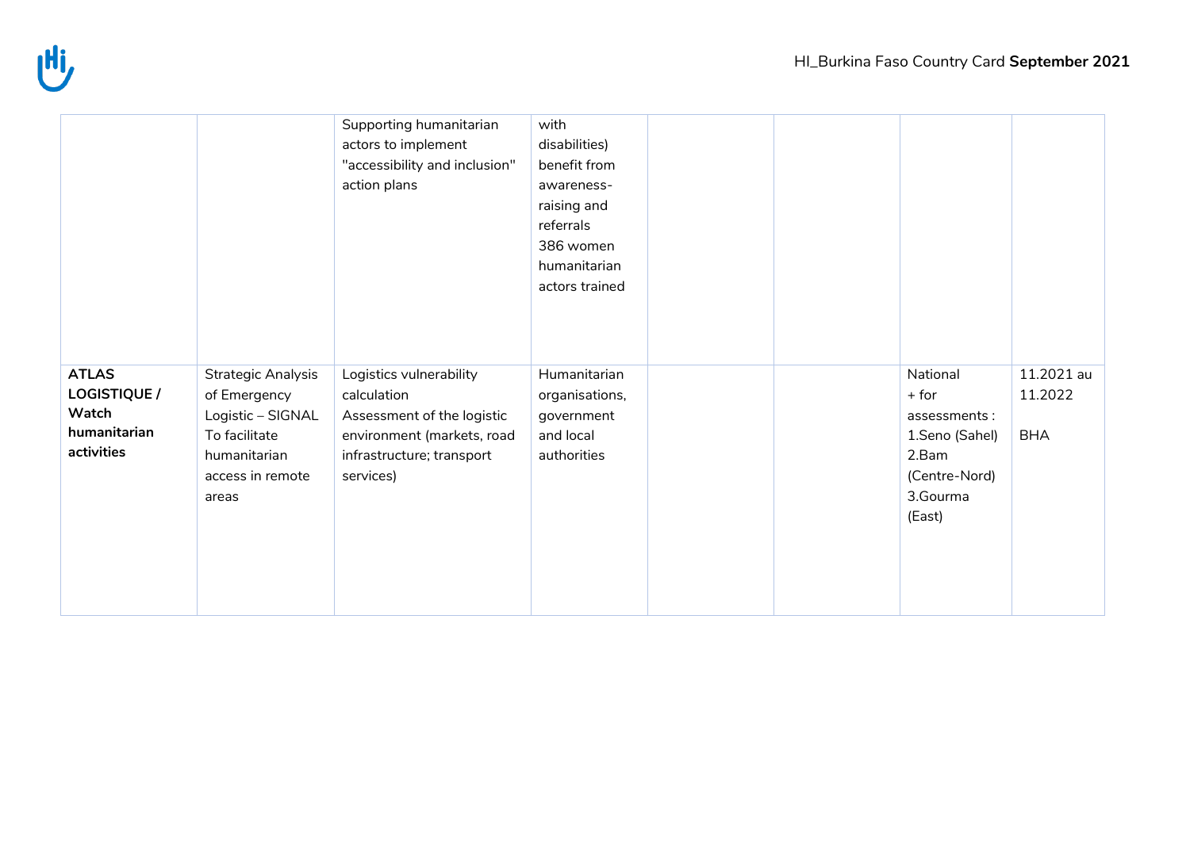| | | | | | | | |
|---|---|---|---|---|---|---|---|
| | | Supporting humanitarian actors to implement "accessibility and inclusion" action plans | with disabilities) benefit from awareness-raising and referrals<br>386 women humanitarian actors trained | | | | |
| **ATLAS LOGISTIQUE / Watch humanitarian activities** | Strategic Analysis of Emergency Logistic – SIGNAL<br>To facilitate humanitarian access in remote areas | Logistics vulnerability calculation<br>Assessment of the logistic environment (markets, road infrastructure; transport services) | Humanitarian organisations, government and local authorities | | | National<br>+ for assessments :<br>1.Seno (Sahel)<br>2.Bam (Centre-Nord)<br>3.Gourma (East) | 11.2021 au 11.2022<br><br>BHA |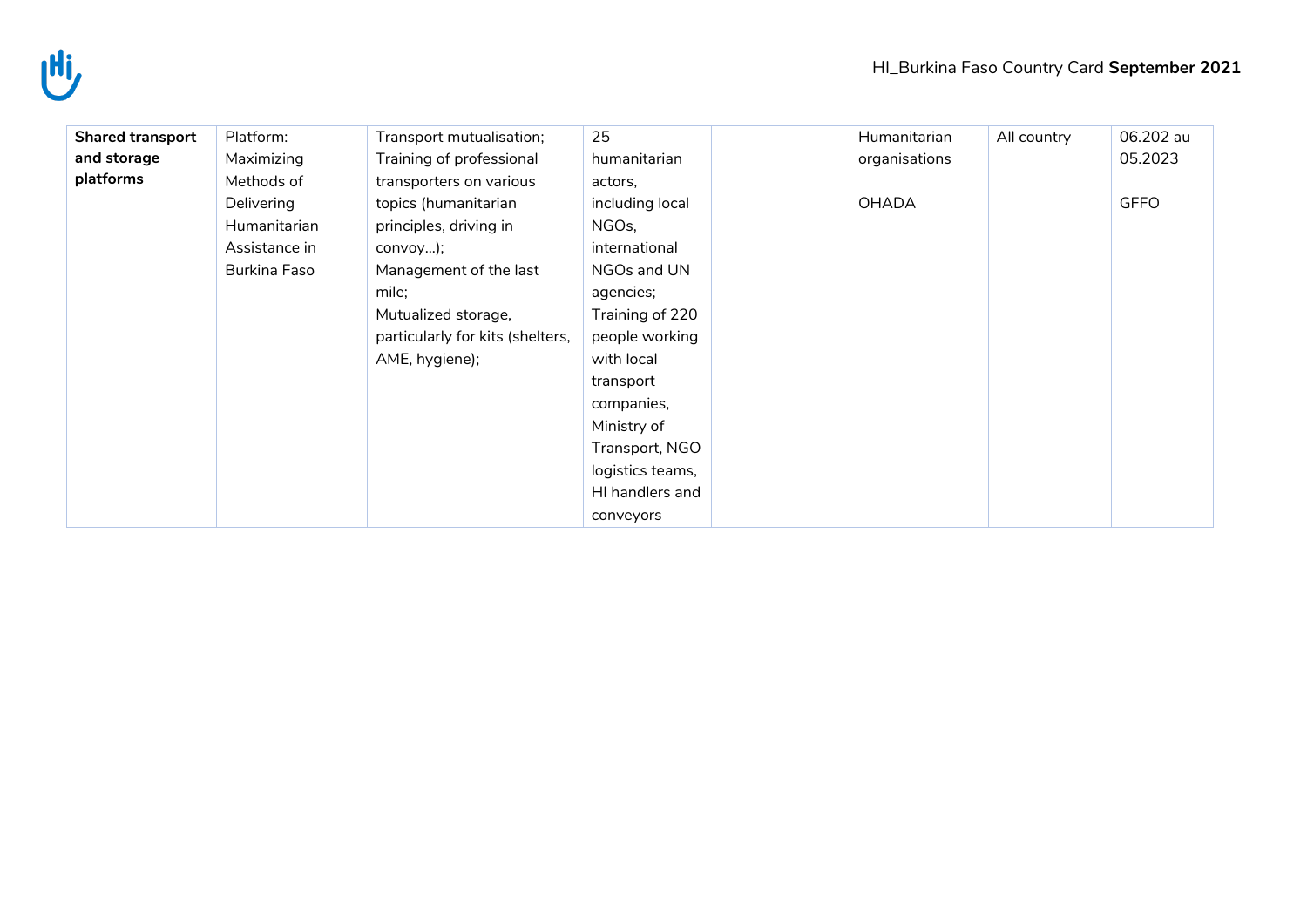| **Shared transport and storage platforms** | Platform: Maximizing Methods of Delivering Humanitarian Assistance in Burkina Faso | Transport mutualisation;<br>Training of professional transporters on various topics (humanitarian principles, driving in convoy…);<br>Management of the last mile;<br>Mutualized storage, particularly for kits (shelters, AME, hygiene); | 25 humanitarian actors, including local NGOs, international NGOs and UN agencies;<br>Training of 220 people working with local transport companies, Ministry of Transport, NGO logistics teams, HI handlers and conveyors | | Humanitarian organisations<br><br>OHADA | All country | 06.202 au 05.2023<br><br>GFFO |
|---|---|---|---|---|---|---|---|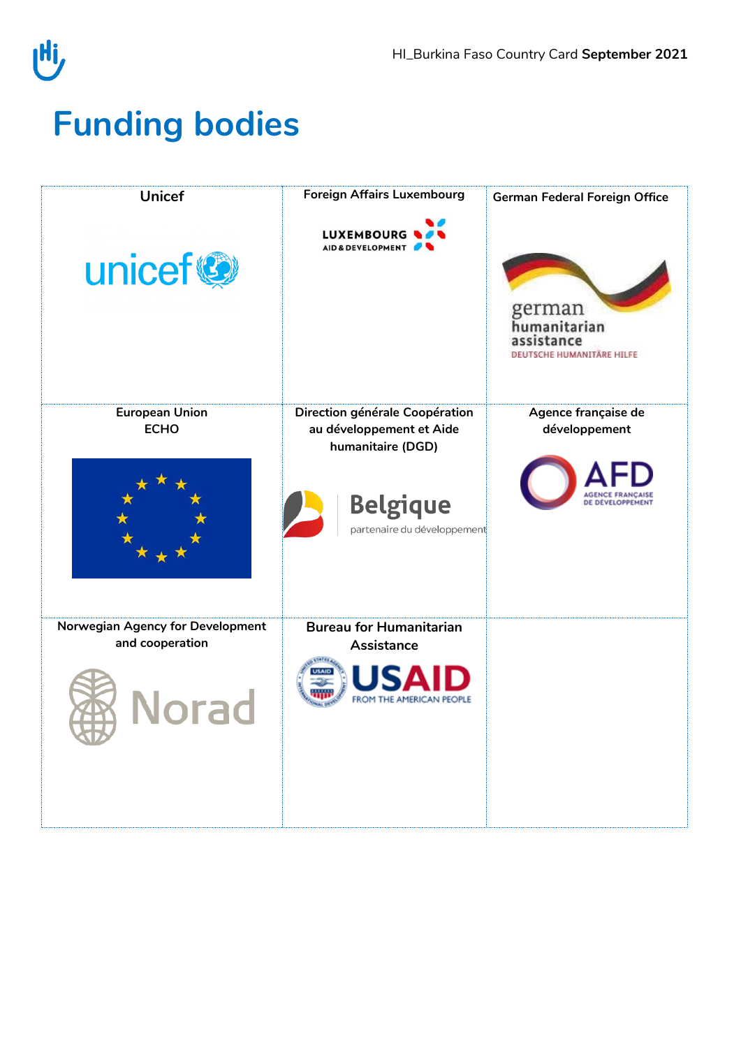# Funding bodies

| | | |
|---|---|---|
| Unicef | Foreign Affairs Luxembourg | German Federal Foreign Office |
| European Union ECHO | Direction générale Coopération au développement et Aide humanitaire (DGD) | Agence française de développement |
| Norwegian Agency for Development and cooperation | Bureau for Humanitarian Assistance | |